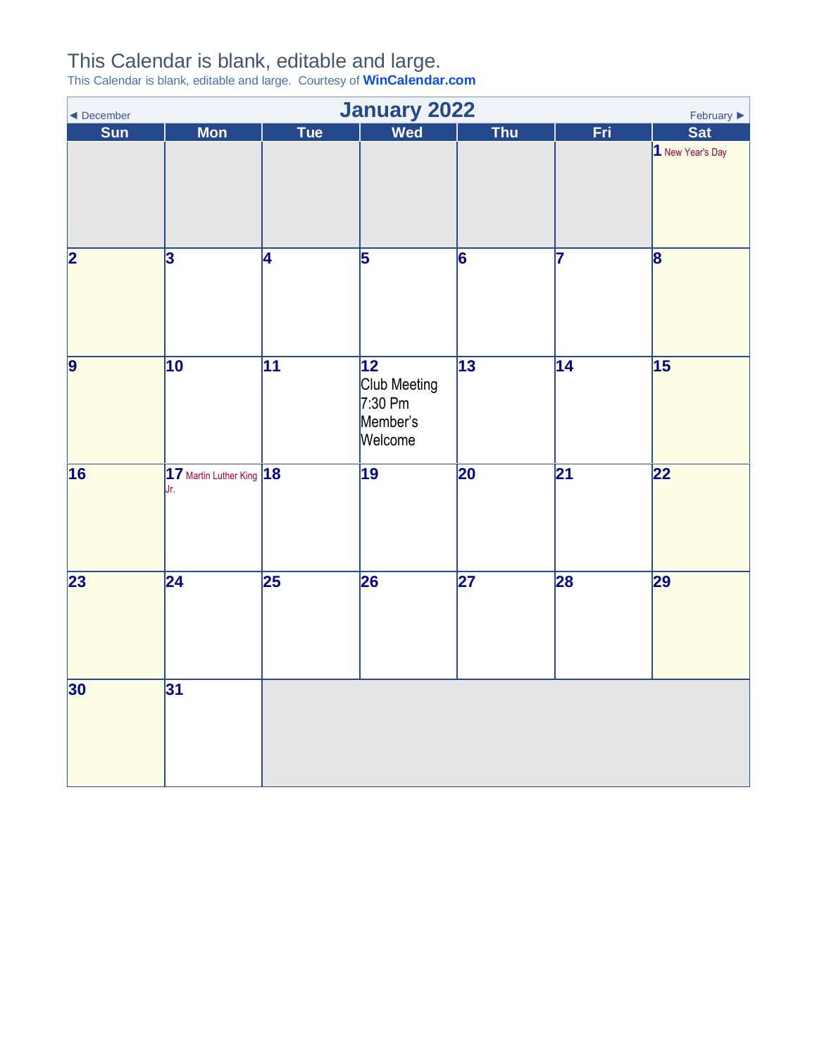# This Calendar is blank, editable and large.

This Calendar is blank, editable and large. Courtesy of **WinCalendar.com**

◄ December | **January 2022** | February ►

| Sun | Mon | Tue | Wed | Thu | Fri | Sat |
|---|---|---|---|---|---|---|
| | | | | | | **1** New Year's Day |
| **2** | **3** | **4** | **5** | **6** | **7** | **8** |
| **9** | **10** | **11** | **12** Club Meeting 7:30 Pm Member's Welcome | **13** | **14** | **15** |
| **16** | **17** Martin Luther King Jr. | **18** | **19** | **20** | **21** | **22** |
| **23** | **24** | **25** | **26** | **27** | **28** | **29** |
| **30** | **31** | | | | | |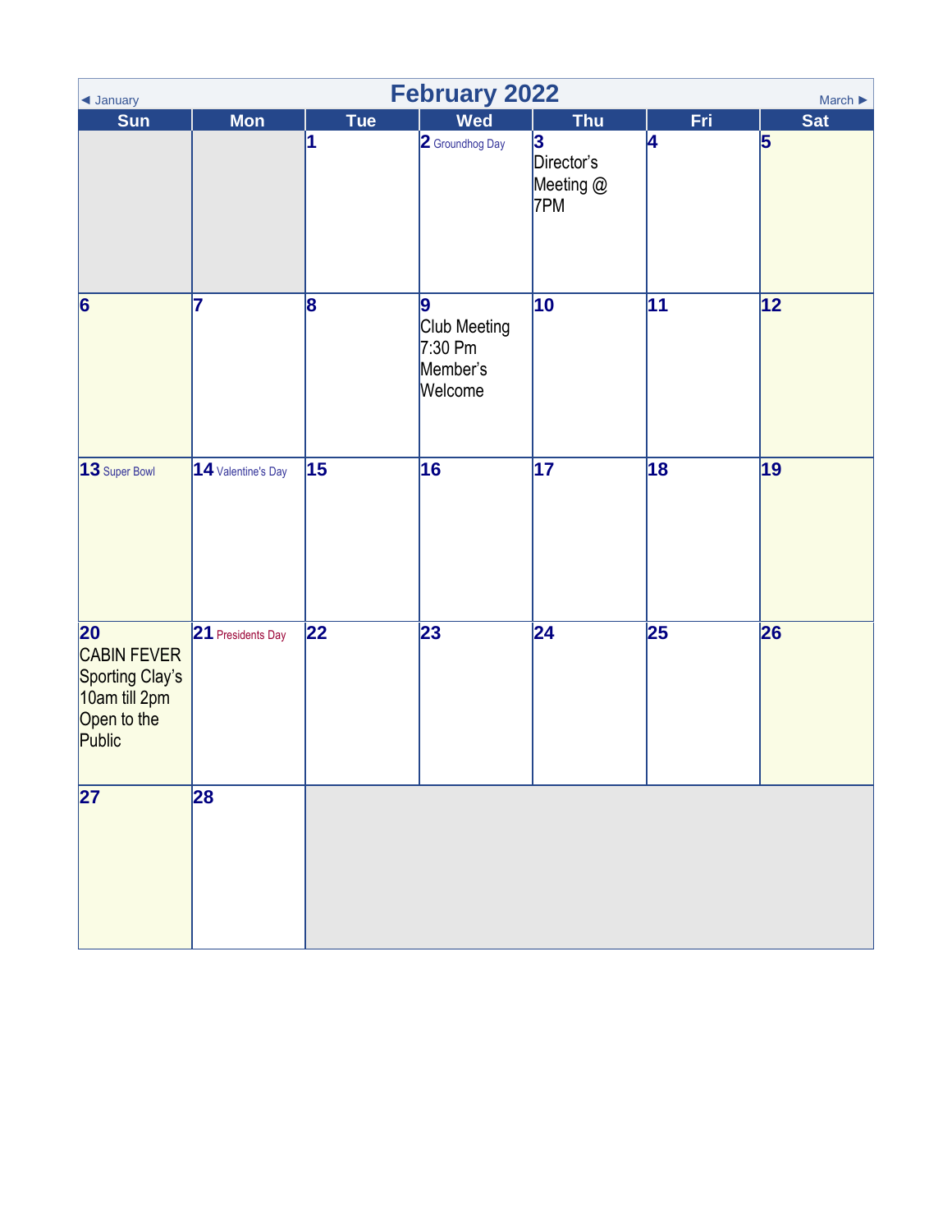# February 2022

◄ January | March ►

| Sun | Mon | Tue | Wed | Thu | Fri | Sat |
|---|---|---|---|---|---|---|
| | | 1 | 2 Groundhog Day | 3 Director's Meeting @ 7PM | 4 | 5 |
| 6 | 7 | 8 | 9 Club Meeting 7:30 Pm Member's Welcome | 10 | 11 | 12 |
| 13 Super Bowl | 14 Valentine's Day | 15 | 16 | 17 | 18 | 19 |
| 20 CABIN FEVER Sporting Clay's 10am till 2pm Open to the Public | 21 Presidents Day | 22 | 23 | 24 | 25 | 26 |
| 27 | 28 | | | | | |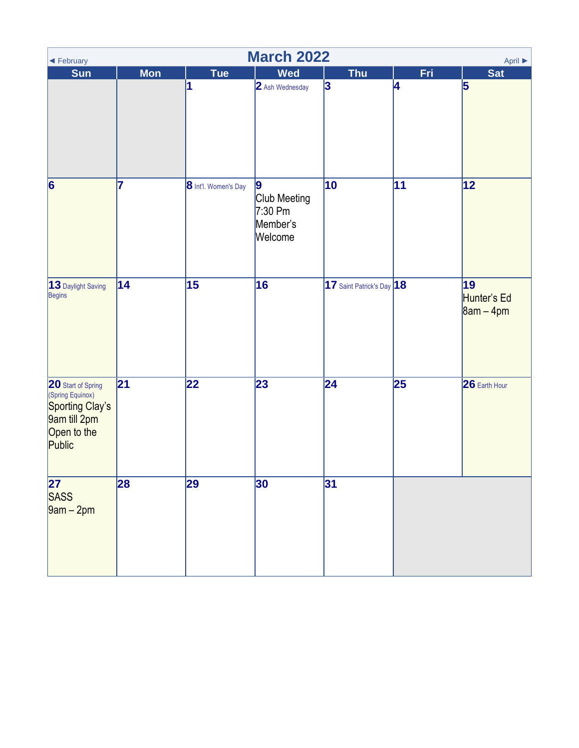◄ February

# March 2022

April ►

| Sun | Mon | Tue | Wed | Thu | Fri | Sat |
|---|---|---|---|---|---|---|
| | | 1 | 2 Ash Wednesday | 3 | 4 | 5 |
| 6 | 7 | 8 Int'l. Women's Day | 9 Club Meeting 7:30 Pm Member's Welcome | 10 | 11 | 12 |
| 13 Daylight Saving Begins | 14 | 15 | 16 | 17 Saint Patrick's Day | 18 | 19 Hunter's Ed 8am – 4pm |
| 20 Start of Spring (Spring Equinox) Sporting Clay's 9am till 2pm Open to the Public | 21 | 22 | 23 | 24 | 25 | 26 Earth Hour |
| 27 SASS 9am – 2pm | 28 | 29 | 30 | 31 | | |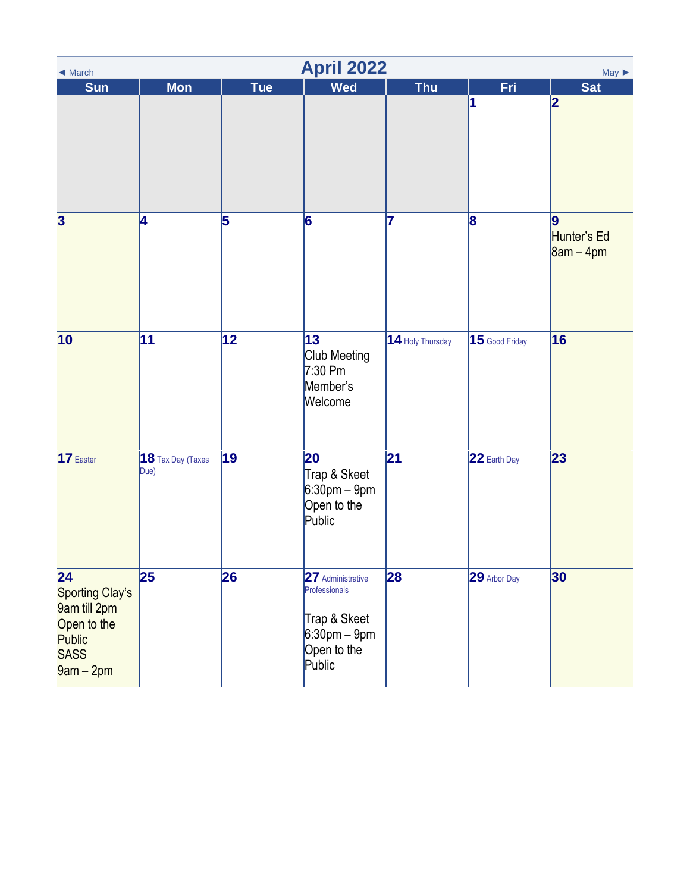◄ March

# April 2022

May ►

| Sun | Mon | Tue | Wed | Thu | Fri | Sat |
|---|---|---|---|---|---|---|
| | | | | | 1 | 2 |
| 3 | 4 | 5 | 6 | 7 | 8 | 9 Hunter's Ed 8am – 4pm |
| 10 | 11 | 12 | 13 Club Meeting 7:30 Pm Member's Welcome | 14 Holy Thursday | 15 Good Friday | 16 |
| 17 Easter | 18 Tax Day (Taxes Due) | 19 | 20 Trap & Skeet 6:30pm – 9pm Open to the Public | 21 | 22 Earth Day | 23 |
| 24 Sporting Clay's 9am till 2pm Open to the Public SASS 9am – 2pm | 25 | 26 | 27 Administrative Professionals<br><br>Trap & Skeet 6:30pm – 9pm Open to the Public | 28 | 29 Arbor Day | 30 |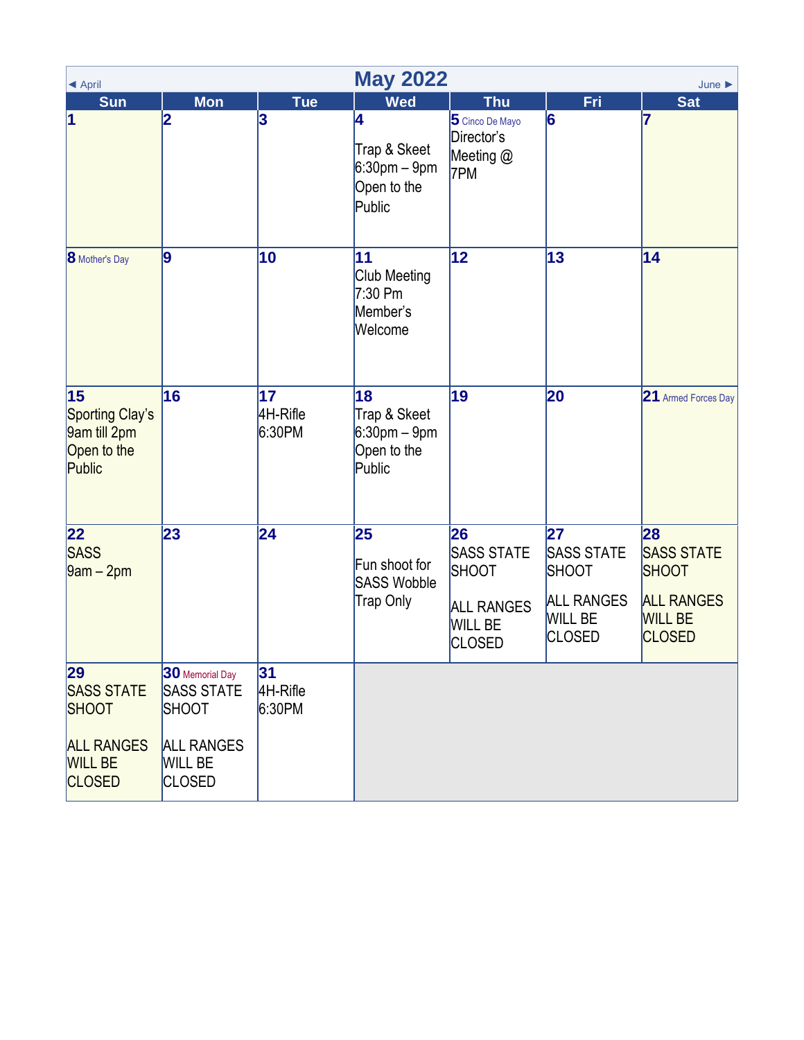◄ April | **May 2022** | June ►

| Sun | Mon | Tue | Wed | Thu | Fri | Sat |
|---|---|---|---|---|---|---|
| **1** | **2** | **3** | **4** Trap & Skeet 6:30pm – 9pm Open to the Public | **5** Cinco De Mayo Director's Meeting @ 7PM | **6** | **7** |
| **8** Mother's Day | **9** | **10** | **11** Club Meeting 7:30 Pm Member's Welcome | **12** | **13** | **14** |
| **15** Sporting Clay's 9am till 2pm Open to the Public | **16** | **17** 4H-Rifle 6:30PM | **18** Trap & Skeet 6:30pm – 9pm Open to the Public | **19** | **20** | **21** Armed Forces Day |
| **22** SASS 9am – 2pm | **23** | **24** | **25** Fun shoot for SASS Wobble Trap Only | **26** SASS STATE SHOOT ALL RANGES WILL BE CLOSED | **27** SASS STATE SHOOT ALL RANGES WILL BE CLOSED | **28** SASS STATE SHOOT ALL RANGES WILL BE CLOSED |
| **29** SASS STATE SHOOT ALL RANGES WILL BE CLOSED | **30** Memorial Day SASS STATE SHOOT ALL RANGES WILL BE CLOSED | **31** 4H-Rifle 6:30PM | | | | |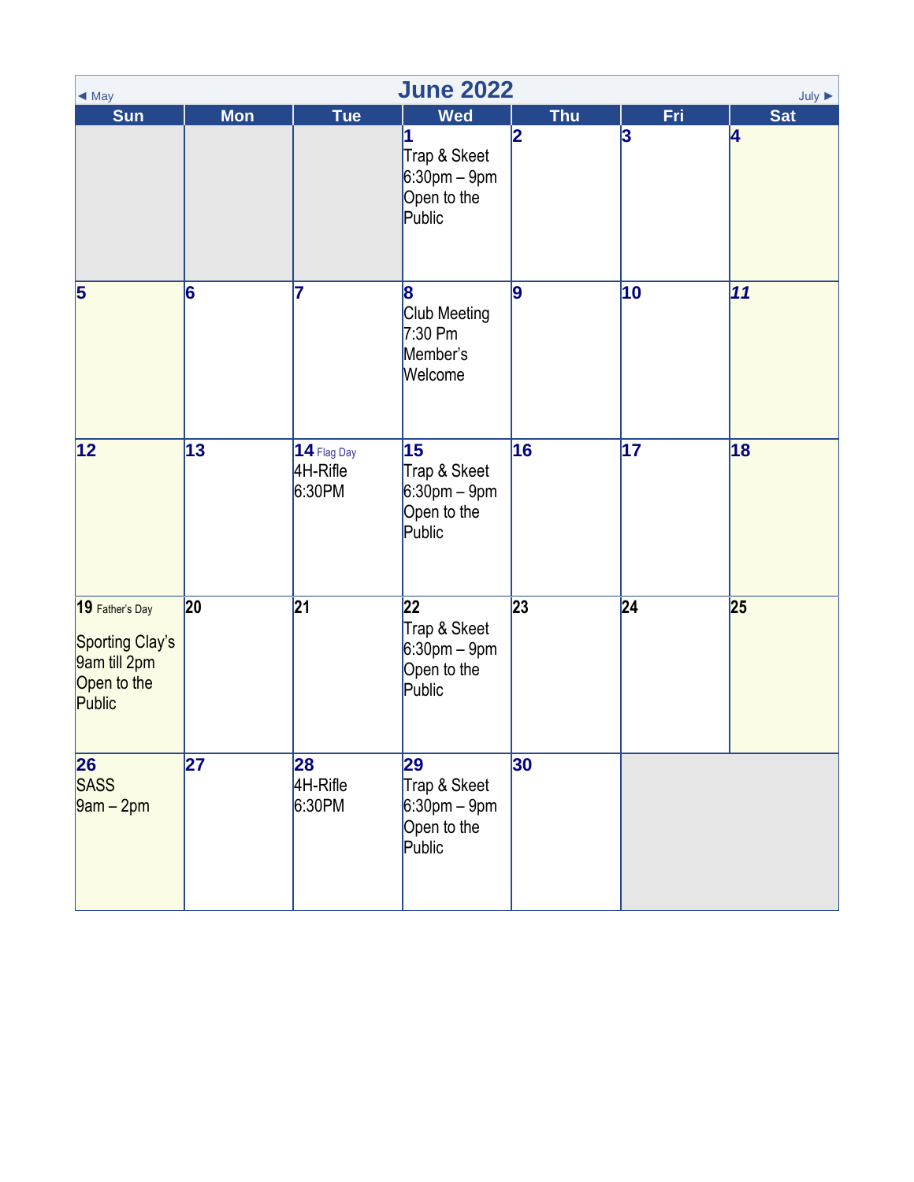# June 2022

◄ May | July ►

| Sun | Mon | Tue | Wed | Thu | Fri | Sat |
| --- | --- | --- | --- | --- | --- | --- |
| | | | **1** Trap & Skeet 6:30pm – 9pm Open to the Public | **2** | **3** | **4** |
| **5** | **6** | **7** | **8** Club Meeting 7:30 Pm Member's Welcome | **9** | **10** | ***11*** |
| **12** | **13** | **14** Flag Day 4H-Rifle 6:30PM | **15** Trap & Skeet 6:30pm – 9pm Open to the Public | **16** | **17** | **18** |
| **19** Father's Day Sporting Clay's 9am till 2pm Open to the Public | **20** | **21** | **22** Trap & Skeet 6:30pm – 9pm Open to the Public | **23** | **24** | **25** |
| **26** SASS 9am – 2pm | **27** | **28** 4H-Rifle 6:30PM | **29** Trap & Skeet 6:30pm – 9pm Open to the Public | **30** | | |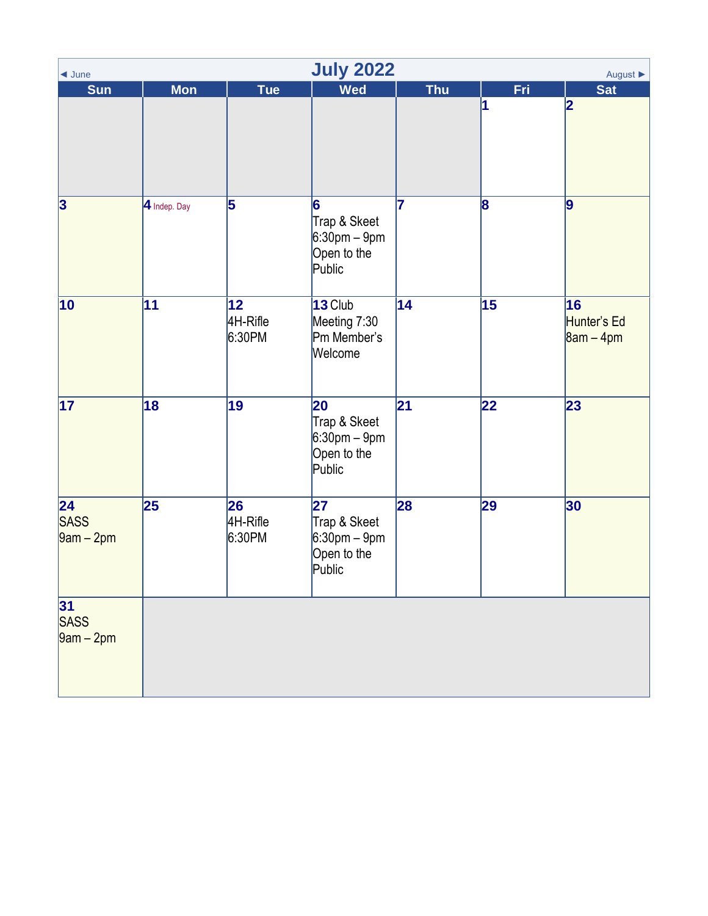◄ June | **July 2022** | August ►

| Sun | Mon | Tue | Wed | Thu | Fri | Sat |
|---|---|---|---|---|---|---|
| | | | | | **1** | **2** |
| **3** | **4** Indep. Day | **5** | **6** Trap & Skeet 6:30pm – 9pm Open to the Public | **7** | **8** | **9** |
| **10** | **11** | **12** 4H-Rifle 6:30PM | **13** Club Meeting 7:30 Pm Member's Welcome | **14** | **15** | **16** Hunter's Ed 8am – 4pm |
| **17** | **18** | **19** | **20** Trap & Skeet 6:30pm – 9pm Open to the Public | **21** | **22** | **23** |
| **24** SASS 9am – 2pm | **25** | **26** 4H-Rifle 6:30PM | **27** Trap & Skeet 6:30pm – 9pm Open to the Public | **28** | **29** | **30** |
| **31** SASS 9am – 2pm | | | | | | |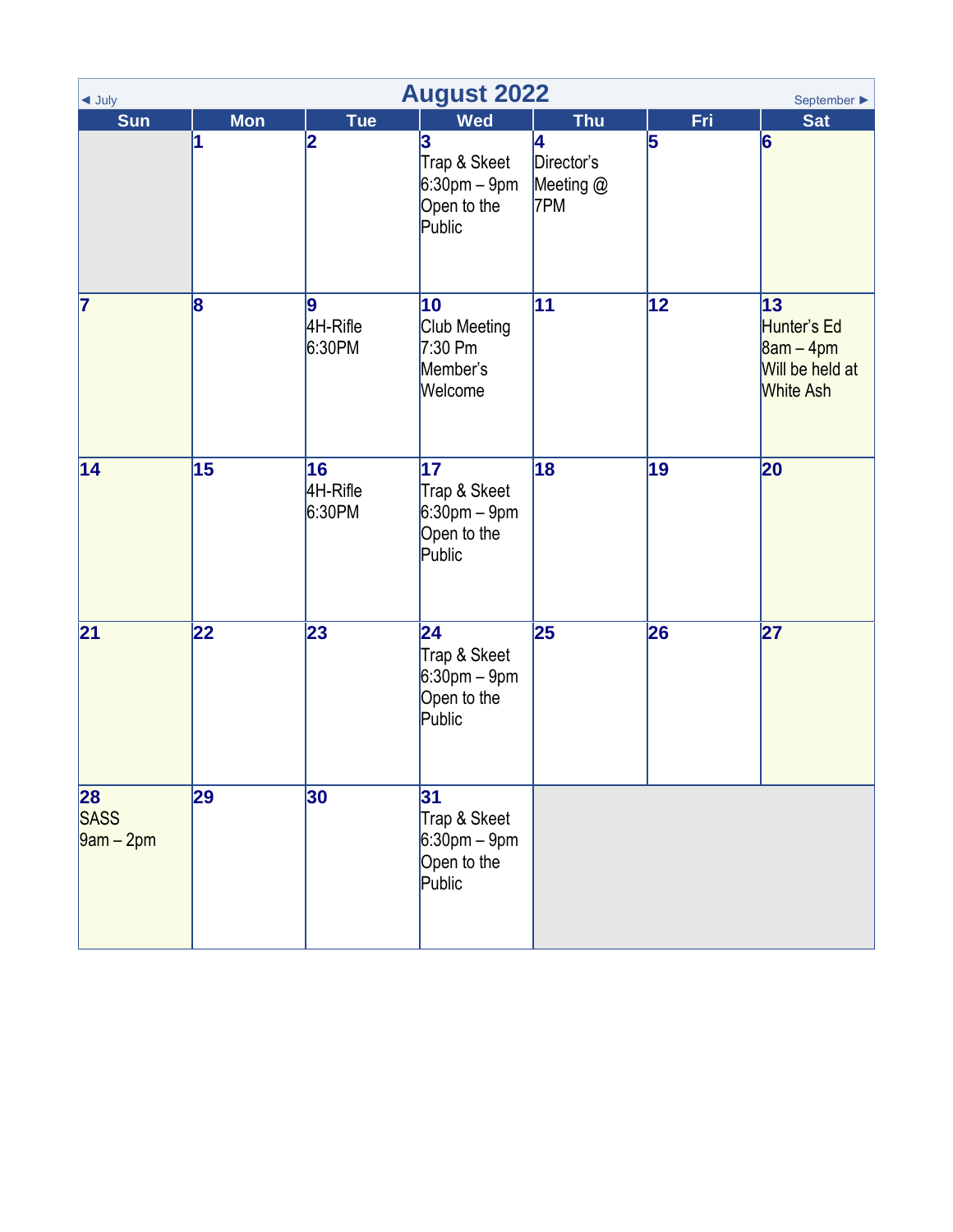# August 2022

◄ July | September ►

| Sun | Mon | Tue | Wed | Thu | Fri | Sat |
|---|---|---|---|---|---|---|
| | 1 | 2 | 3 Trap & Skeet 6:30pm – 9pm Open to the Public | 4 Director's Meeting @ 7PM | 5 | 6 |
| 7 | 8 | 9 4H-Rifle 6:30PM | 10 Club Meeting 7:30 Pm Member's Welcome | 11 | 12 | 13 Hunter's Ed 8am – 4pm Will be held at White Ash |
| 14 | 15 | 16 4H-Rifle 6:30PM | 17 Trap & Skeet 6:30pm – 9pm Open to the Public | 18 | 19 | 20 |
| 21 | 22 | 23 | 24 Trap & Skeet 6:30pm – 9pm Open to the Public | 25 | 26 | 27 |
| 28 SASS 9am – 2pm | 29 | 30 | 31 Trap & Skeet 6:30pm – 9pm Open to the Public | | | |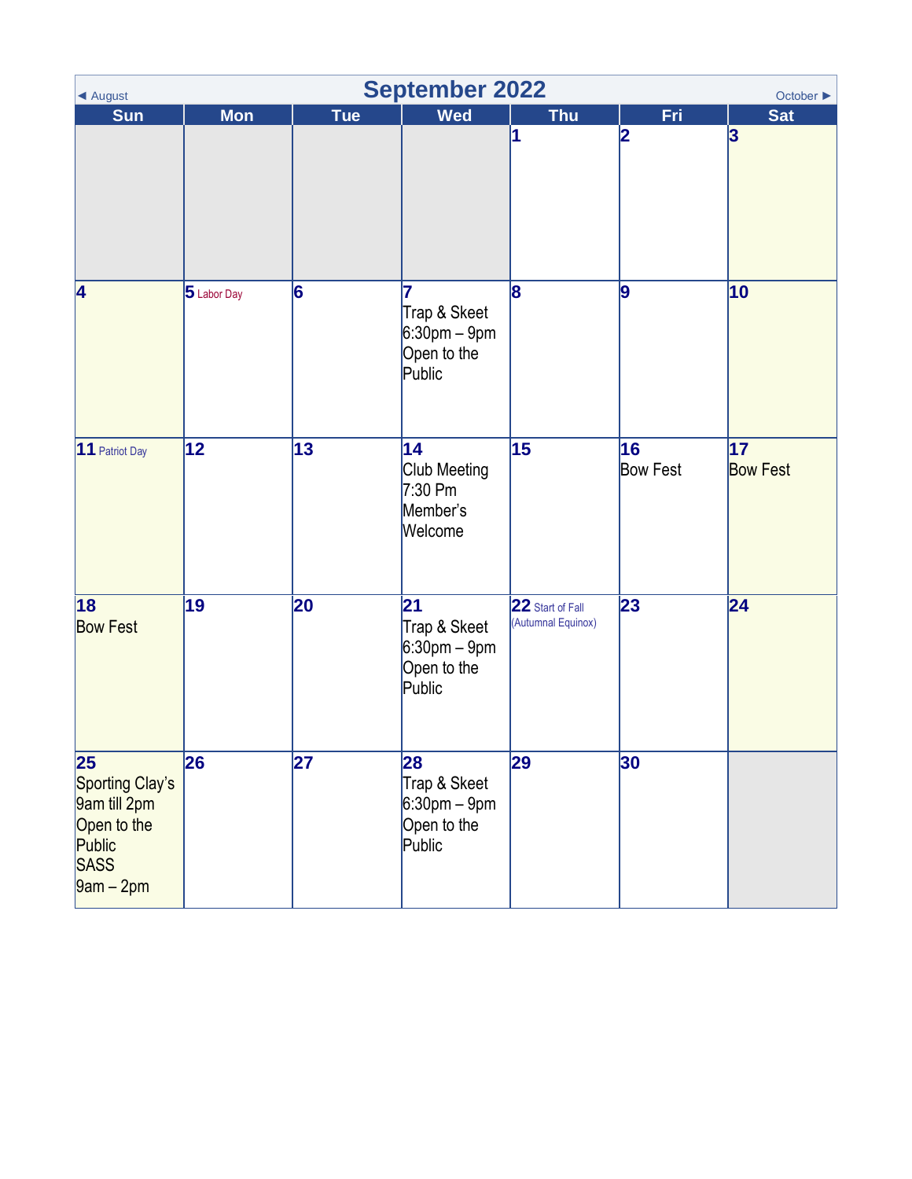# September 2022

◄ August | October ►

| Sun | Mon | Tue | Wed | Thu | Fri | Sat |
|---|---|---|---|---|---|---|
| | | | | 1 | 2 | 3 |
| 4 | 5 Labor Day | 6 | 7 Trap & Skeet 6:30pm – 9pm Open to the Public | 8 | 9 | 10 |
| 11 Patriot Day | 12 | 13 | 14 Club Meeting 7:30 Pm Member's Welcome | 15 | 16 Bow Fest | 17 Bow Fest |
| 18 Bow Fest | 19 | 20 | 21 Trap & Skeet 6:30pm – 9pm Open to the Public | 22 Start of Fall (Autumnal Equinox) | 23 | 24 |
| 25 Sporting Clay's 9am till 2pm Open to the Public SASS 9am – 2pm | 26 | 27 | 28 Trap & Skeet 6:30pm – 9pm Open to the Public | 29 | 30 | |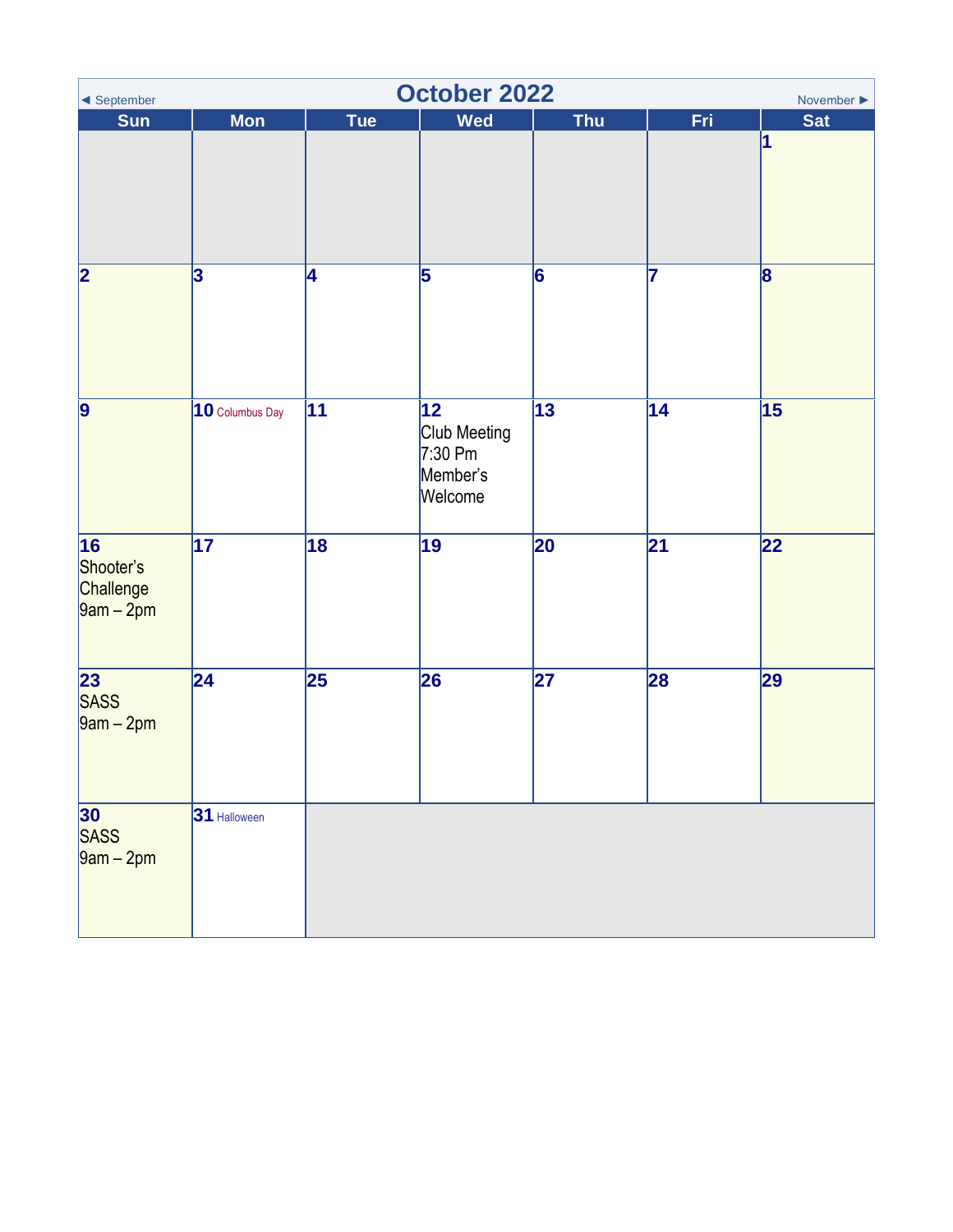◄ September

# October 2022

November ►

| Sun | Mon | Tue | Wed | Thu | Fri | Sat |
|---|---|---|---|---|---|---|
| | | | | | | 1 |
| 2 | 3 | 4 | 5 | 6 | 7 | 8 |
| 9 | 10 Columbus Day | 11 | 12 Club Meeting 7:30 Pm Member's Welcome | 13 | 14 | 15 |
| 16 Shooter's Challenge 9am – 2pm | 17 | 18 | 19 | 20 | 21 | 22 |
| 23 SASS 9am – 2pm | 24 | 25 | 26 | 27 | 28 | 29 |
| 30 SASS 9am – 2pm | 31 Halloween | | | | | |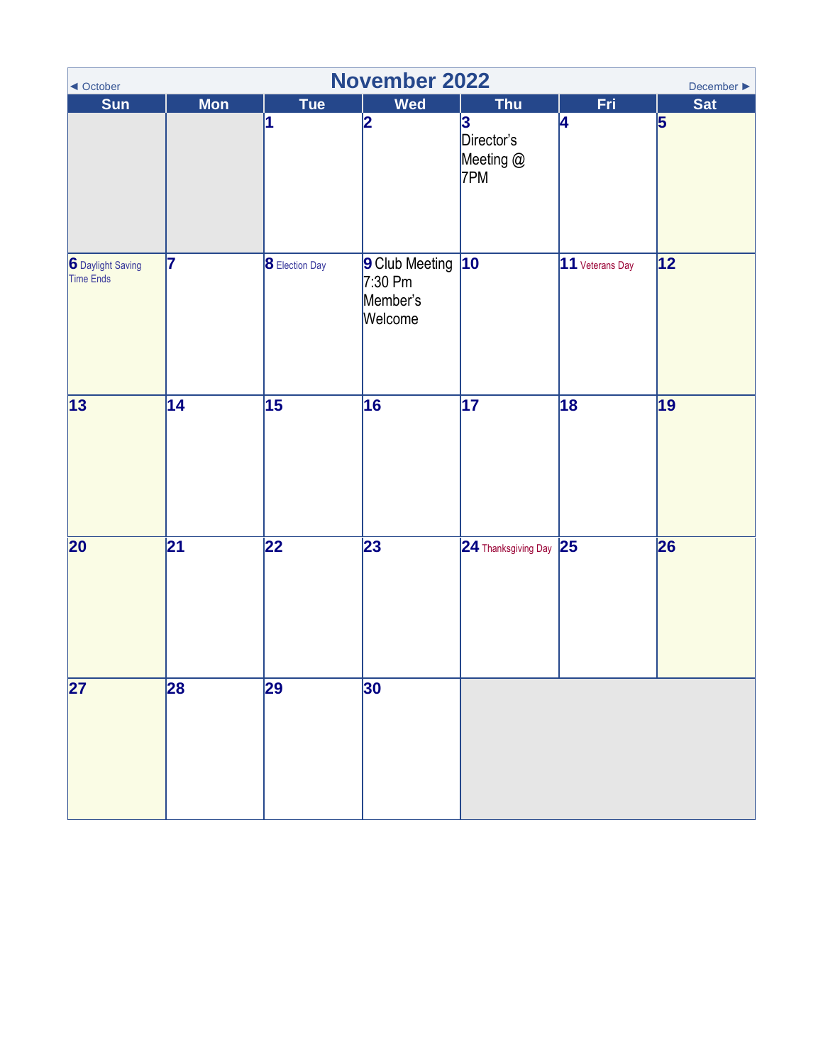◄ October

# November 2022

December ►

| Sun | Mon | Tue | Wed | Thu | Fri | Sat |
|---|---|---|---|---|---|---|
| | | 1 | 2 | 3 Director's Meeting @ 7PM | 4 | 5 |
| 6 Daylight Saving Time Ends | 7 | 8 Election Day | 9 Club Meeting 7:30 Pm Member's Welcome | 10 | 11 Veterans Day | 12 |
| 13 | 14 | 15 | 16 | 17 | 18 | 19 |
| 20 | 21 | 22 | 23 | 24 Thanksgiving Day | 25 | 26 |
| 27 | 28 | 29 | 30 | | | |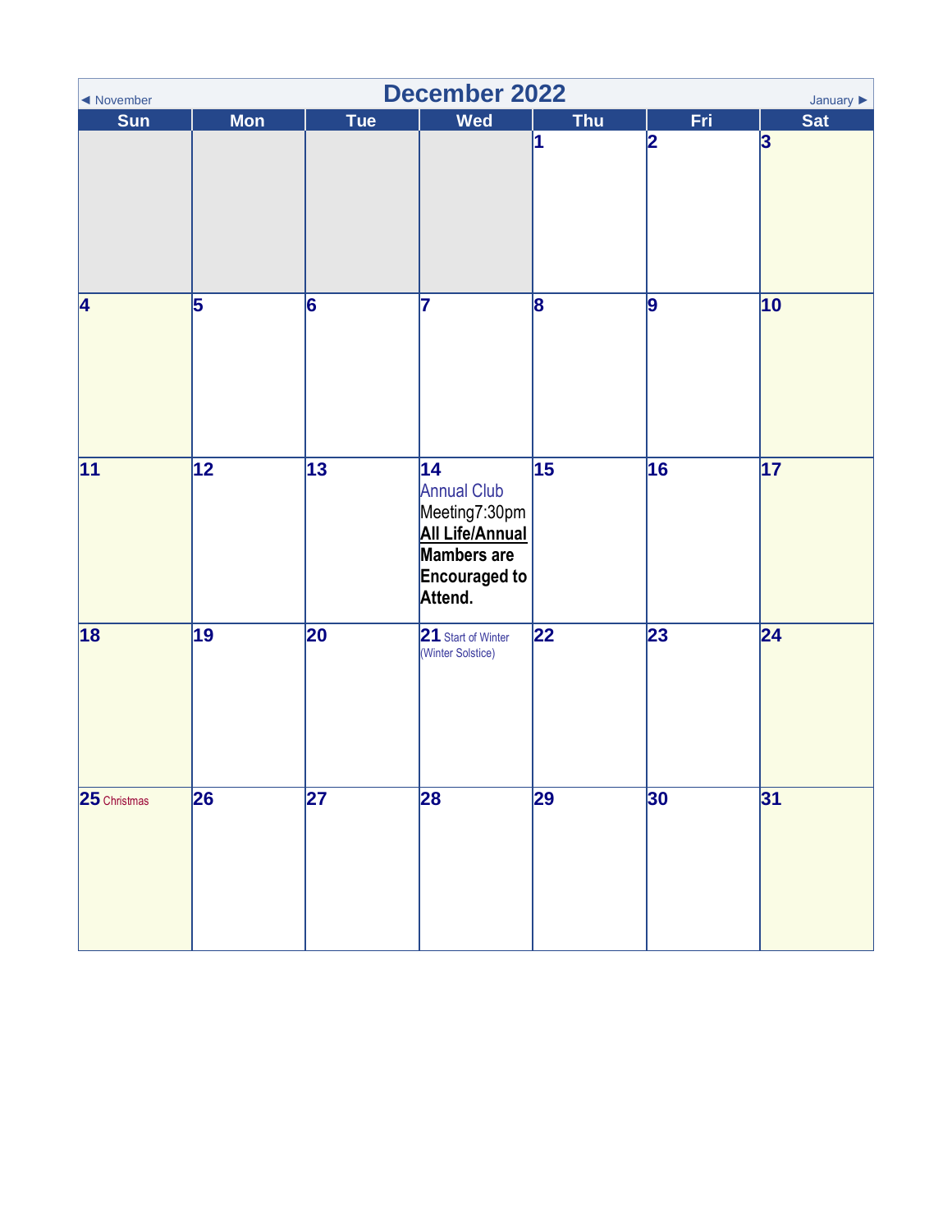# December 2022

◄ November | January ►

| Sun | Mon | Tue | Wed | Thu | Fri | Sat |
|---|---|---|---|---|---|---|
| | | | | 1 | 2 | 3 |
| 4 | 5 | 6 | 7 | 8 | 9 | 10 |
| 11 | 12 | 13 | 14 Annual Club Meeting7:30pm **All Life/Annual Mambers are Encouraged to Attend.** | 15 | 16 | 17 |
| 18 | 19 | 20 | 21 Start of Winter (Winter Solstice) | 22 | 23 | 24 |
| 25 Christmas | 26 | 27 | 28 | 29 | 30 | 31 |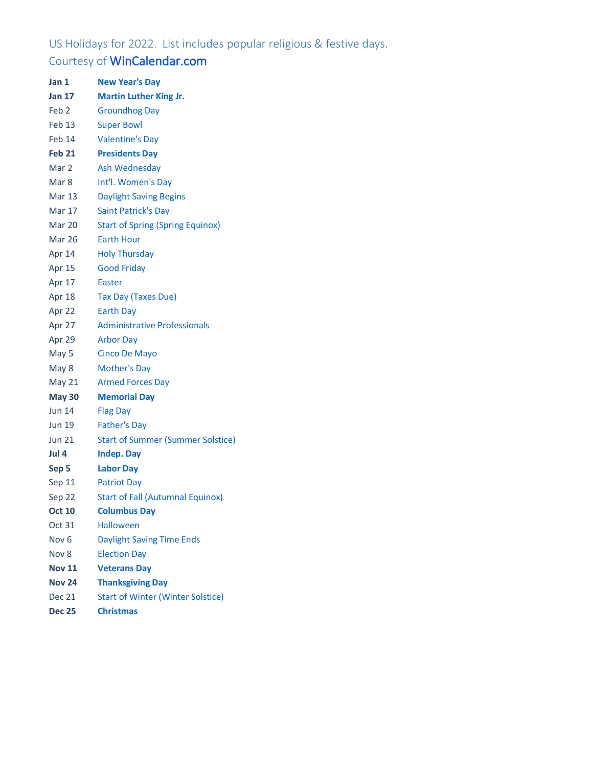US Holidays for 2022. List includes popular religious & festive days.

Courtesy of **WinCalendar.com**

| | |
|---|---|
| **Jan 1** | **New Year's Day** |
| **Jan 17** | **Martin Luther King Jr.** |
| Feb 2 | Groundhog Day |
| Feb 13 | Super Bowl |
| Feb 14 | Valentine's Day |
| **Feb 21** | **Presidents Day** |
| Mar 2 | Ash Wednesday |
| Mar 8 | Int'l. Women's Day |
| Mar 13 | Daylight Saving Begins |
| Mar 17 | Saint Patrick's Day |
| Mar 20 | Start of Spring (Spring Equinox) |
| Mar 26 | Earth Hour |
| Apr 14 | Holy Thursday |
| Apr 15 | Good Friday |
| Apr 17 | Easter |
| Apr 18 | Tax Day (Taxes Due) |
| Apr 22 | Earth Day |
| Apr 27 | Administrative Professionals |
| Apr 29 | Arbor Day |
| May 5 | Cinco De Mayo |
| May 8 | Mother's Day |
| May 21 | Armed Forces Day |
| **May 30** | **Memorial Day** |
| Jun 14 | Flag Day |
| Jun 19 | Father's Day |
| Jun 21 | Start of Summer (Summer Solstice) |
| **Jul 4** | **Indep. Day** |
| **Sep 5** | **Labor Day** |
| Sep 11 | Patriot Day |
| Sep 22 | Start of Fall (Autumnal Equinox) |
| **Oct 10** | **Columbus Day** |
| Oct 31 | Halloween |
| Nov 6 | Daylight Saving Time Ends |
| Nov 8 | Election Day |
| **Nov 11** | **Veterans Day** |
| **Nov 24** | **Thanksgiving Day** |
| Dec 21 | Start of Winter (Winter Solstice) |
| **Dec 25** | **Christmas** |